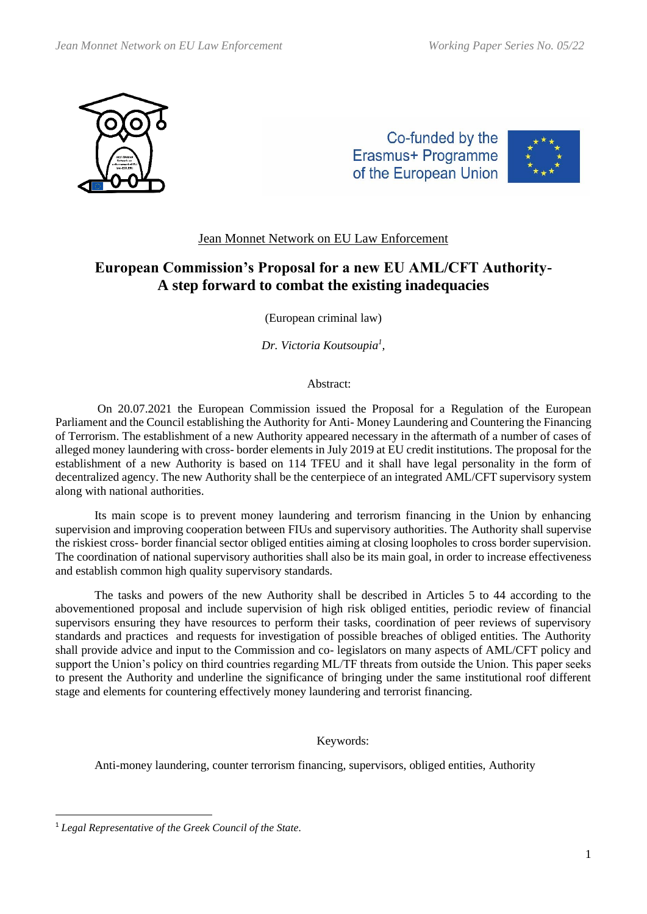Jean Monnet Network on EU Law Enforcement

# European Commission's Proposal for a new EU AML/CFT Authority- A step forward to combat the existing inadequacies

(European criminal law)

*Dr. Victoria Koutsoupia*[1],

Abstract:

On 20.07.2021 the European Commission issued the Proposal for a Regulation of the European Parliament and the Council establishing the Authority for Anti- Money Laundering and Countering the Financing of Terrorism. The establishment of a new Authority appeared necessary in the aftermath of a number of cases of alleged money laundering with cross- border elements in July 2019 at EU credit institutions. The proposal for the establishment of a new Authority is based on 114 TFEU and it shall have legal personality in the form of decentralized agency. The new Authority shall be the centerpiece of an integrated AML/CFT supervisory system along with national authorities.

Its main scope is to prevent money laundering and terrorism financing in the Union by enhancing supervision and improving cooperation between FIUs and supervisory authorities. The Authority shall supervise the riskiest cross- border financial sector obliged entities aiming at closing loopholes to cross border supervision. The coordination of national supervisory authorities shall also be its main goal, in order to increase effectiveness and establish common high quality supervisory standards.

The tasks and powers of the new Authority shall be described in Articles 5 to 44 according to the abovementioned proposal and include supervision of high risk obliged entities, periodic review of financial supervisors ensuring they have resources to perform their tasks, coordination of peer reviews of supervisory standards and practices and requests for investigation of possible breaches of obliged entities. The Authority shall provide advice and input to the Commission and co- legislators on many aspects of AML/CFT policy and support the Union's policy on third countries regarding ML/TF threats from outside the Union. This paper seeks to present the Authority and underline the significance of bringing under the same institutional roof different stage and elements for countering effectively money laundering and terrorist financing.

Keywords:

Anti-money laundering, counter terrorism financing, supervisors, obliged entities, Authority

[1] *Legal Representative of the Greek Council of the State.*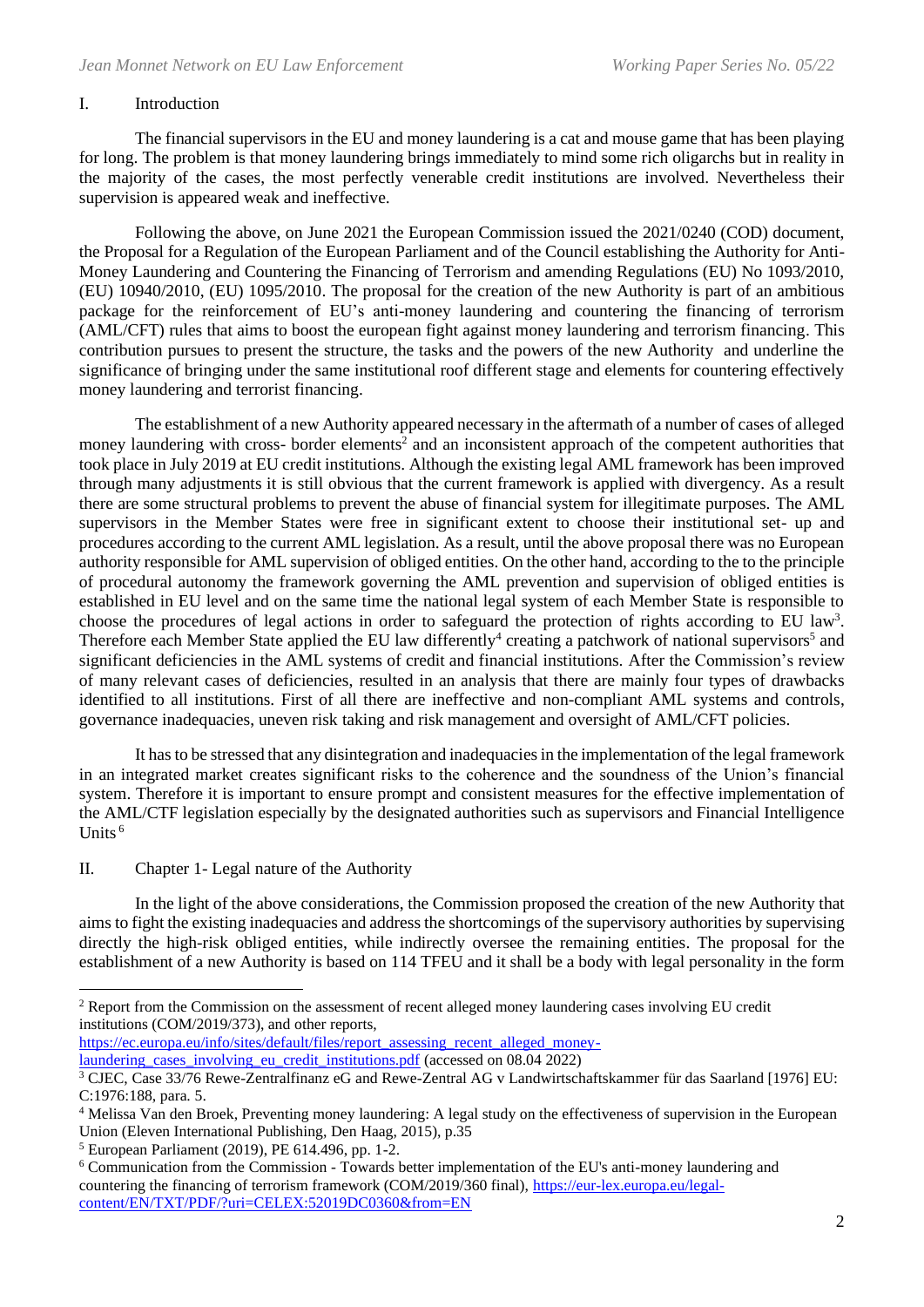## I. Introduction

The financial supervisors in the EU and money laundering is a cat and mouse game that has been playing for long. The problem is that money laundering brings immediately to mind some rich oligarchs but in reality in the majority of the cases, the most perfectly venerable credit institutions are involved. Nevertheless their supervision is appeared weak and ineffective.

Following the above, on June 2021 the European Commission issued the 2021/0240 (COD) document, the Proposal for a Regulation of the European Parliament and of the Council establishing the Authority for Anti-Money Laundering and Countering the Financing of Terrorism and amending Regulations (EU) No 1093/2010, (EU) 10940/2010, (EU) 1095/2010. The proposal for the creation of the new Authority is part of an ambitious package for the reinforcement of EU's anti-money laundering and countering the financing of terrorism (AML/CFT) rules that aims to boost the european fight against money laundering and terrorism financing. This contribution pursues to present the structure, the tasks and the powers of the new Authority and underline the significance of bringing under the same institutional roof different stage and elements for countering effectively money laundering and terrorist financing.

The establishment of a new Authority appeared necessary in the aftermath of a number of cases of alleged money laundering with cross- border elements[2] and an inconsistent approach of the competent authorities that took place in July 2019 at EU credit institutions. Although the existing legal AML framework has been improved through many adjustments it is still obvious that the current framework is applied with divergency. As a result there are some structural problems to prevent the abuse of financial system for illegitimate purposes. The AML supervisors in the Member States were free in significant extent to choose their institutional set- up and procedures according to the current AML legislation. As a result, until the above proposal there was no European authority responsible for AML supervision of obliged entities. On the other hand, according to the to the principle of procedural autonomy the framework governing the AML prevention and supervision of obliged entities is established in EU level and on the same time the national legal system of each Member State is responsible to choose the procedures of legal actions in order to safeguard the protection of rights according to EU law[3]. Therefore each Member State applied the EU law differently[4] creating a patchwork of national supervisors[5] and significant deficiencies in the AML systems of credit and financial institutions. After the Commission's review of many relevant cases of deficiencies, resulted in an analysis that there are mainly four types of drawbacks identified to all institutions. First of all there are ineffective and non-compliant AML systems and controls, governance inadequacies, uneven risk taking and risk management and oversight of AML/CFT policies.

It has to be stressed that any disintegration and inadequacies in the implementation of the legal framework in an integrated market creates significant risks to the coherence and the soundness of the Union's financial system. Therefore it is important to ensure prompt and consistent measures for the effective implementation of the AML/CTF legislation especially by the designated authorities such as supervisors and Financial Intelligence Units [6]

## II. Chapter 1- Legal nature of the Authority

In the light of the above considerations, the Commission proposed the creation of the new Authority that aims to fight the existing inadequacies and address the shortcomings of the supervisory authorities by supervising directly the high-risk obliged entities, while indirectly oversee the remaining entities. The proposal for the establishment of a new Authority is based on 114 TFEU and it shall be a body with legal personality in the form

---

[2] Report from the Commission on the assessment of recent alleged money laundering cases involving EU credit institutions (COM/2019/373), and other reports, https://ec.europa.eu/info/sites/default/files/report_assessing_recent_alleged_money-laundering_cases_involving_eu_credit_institutions.pdf (accessed on 08.04 2022)

[3] CJEC, Case 33/76 Rewe-Zentralfinanz eG and Rewe-Zentral AG v Landwirtschaftskammer für das Saarland [1976] EU: C:1976:188, para. 5.

[4] Melissa Van den Broek, Preventing money laundering: A legal study on the effectiveness of supervision in the European Union (Eleven International Publishing, Den Haag, 2015), p.35

[5] European Parliament (2019), PE 614.496, pp. 1-2.

[6] Communication from the Commission - Towards better implementation of the EU's anti-money laundering and countering the financing of terrorism framework (COM/2019/360 final), https://eur-lex.europa.eu/legal-content/EN/TXT/PDF/?uri=CELEX:52019DC0360&from=EN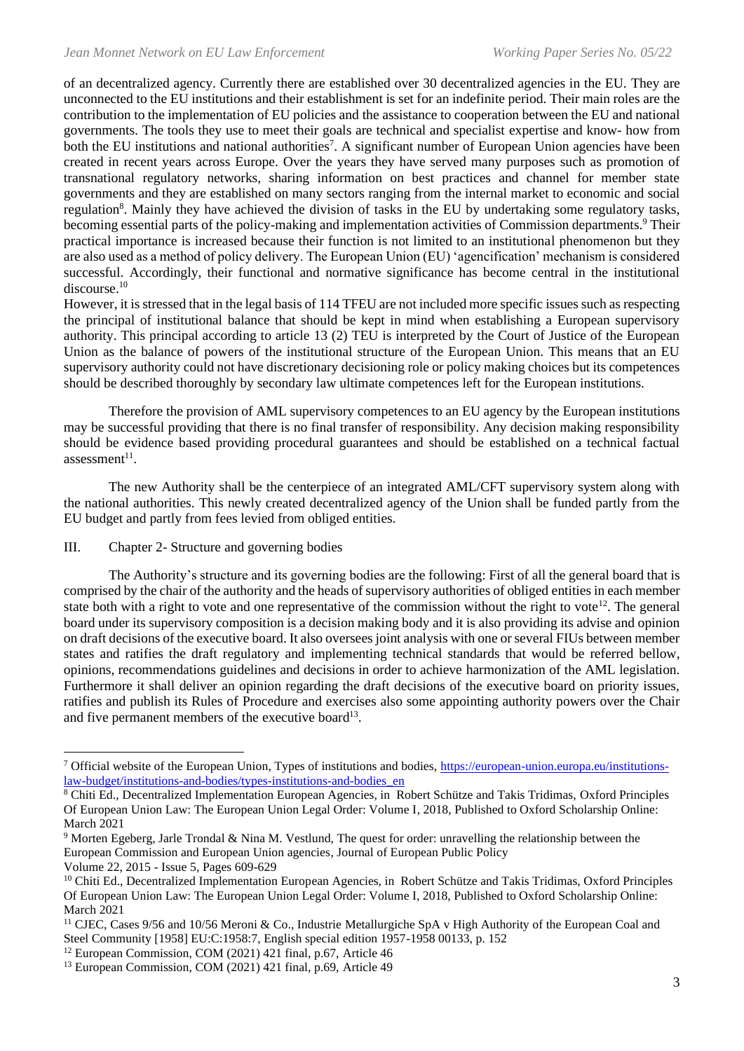of an decentralized agency. Currently there are established over 30 decentralized agencies in the EU. They are unconnected to the EU institutions and their establishment is set for an indefinite period. Their main roles are the contribution to the implementation of EU policies and the assistance to cooperation between the EU and national governments. The tools they use to meet their goals are technical and specialist expertise and know- how from both the EU institutions and national authorities[7]. A significant number of European Union agencies have been created in recent years across Europe. Over the years they have served many purposes such as promotion of transnational regulatory networks, sharing information on best practices and channel for member state governments and they are established on many sectors ranging from the internal market to economic and social regulation[8]. Mainly they have achieved the division of tasks in the EU by undertaking some regulatory tasks, becoming essential parts of the policy-making and implementation activities of Commission departments.[9] Their practical importance is increased because their function is not limited to an institutional phenomenon but they are also used as a method of policy delivery. The European Union (EU) 'agencification' mechanism is considered successful. Accordingly, their functional and normative significance has become central in the institutional discourse.[10]

However, it is stressed that in the legal basis of 114 TFEU are not included more specific issues such as respecting the principal of institutional balance that should be kept in mind when establishing a European supervisory authority. This principal according to article 13 (2) TEU is interpreted by the Court of Justice of the European Union as the balance of powers of the institutional structure of the European Union. This means that an EU supervisory authority could not have discretionary decisioning role or policy making choices but its competences should be described thoroughly by secondary law ultimate competences left for the European institutions.

Therefore the provision of AML supervisory competences to an EU agency by the European institutions may be successful providing that there is no final transfer of responsibility. Any decision making responsibility should be evidence based providing procedural guarantees and should be established on a technical factual assessment[11].

The new Authority shall be the centerpiece of an integrated AML/CFT supervisory system along with the national authorities. This newly created decentralized agency of the Union shall be funded partly from the EU budget and partly from fees levied from obliged entities.

## III. Chapter 2- Structure and governing bodies

The Authority's structure and its governing bodies are the following: First of all the general board that is comprised by the chair of the authority and the heads of supervisory authorities of obliged entities in each member state both with a right to vote and one representative of the commission without the right to vote[12]. The general board under its supervisory composition is a decision making body and it is also providing its advise and opinion on draft decisions of the executive board. It also oversees joint analysis with one or several FIUs between member states and ratifies the draft regulatory and implementing technical standards that would be referred bellow, opinions, recommendations guidelines and decisions in order to achieve harmonization of the AML legislation. Furthermore it shall deliver an opinion regarding the draft decisions of the executive board on priority issues, ratifies and publish its Rules of Procedure and exercises also some appointing authority powers over the Chair and five permanent members of the executive board[13].

---

[7] Official website of the European Union, Types of institutions and bodies, https://european-union.europa.eu/institutions-law-budget/institutions-and-bodies/types-institutions-and-bodies_en

[8] Chiti Ed., Decentralized Implementation European Agencies, in Robert Schütze and Takis Tridimas, Oxford Principles Of European Union Law: The European Union Legal Order: Volume I, 2018, Published to Oxford Scholarship Online: March 2021

[9] Morten Egeberg, Jarle Trondal & Nina M. Vestlund, The quest for order: unravelling the relationship between the European Commission and European Union agencies, Journal of European Public Policy Volume 22, 2015 - Issue 5, Pages 609-629

[10] Chiti Ed., Decentralized Implementation European Agencies, in Robert Schütze and Takis Tridimas, Oxford Principles Of European Union Law: The European Union Legal Order: Volume I, 2018, Published to Oxford Scholarship Online: March 2021

[11] CJEC, Cases 9/56 and 10/56 Meroni & Co., Industrie Metallurgiche SpA v High Authority of the European Coal and Steel Community [1958] EU:C:1958:7, English special edition 1957-1958 00133, p. 152

[12] European Commission, COM (2021) 421 final, p.67, Article 46

[13] European Commission, COM (2021) 421 final, p.69, Article 49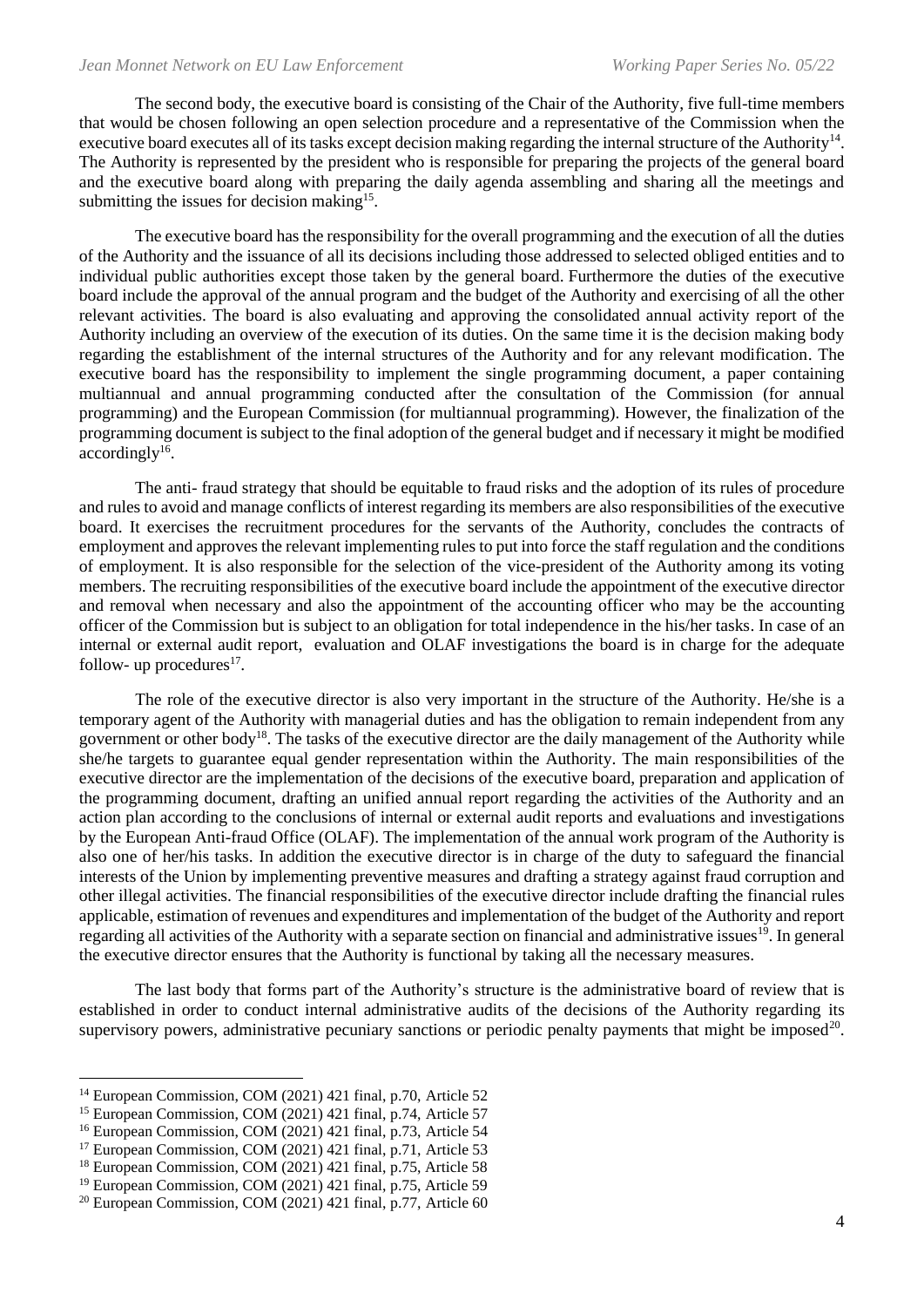The second body, the executive board is consisting of the Chair of the Authority, five full-time members that would be chosen following an open selection procedure and a representative of the Commission when the executive board executes all of its tasks except decision making regarding the internal structure of the Authority[14]. The Authority is represented by the president who is responsible for preparing the projects of the general board and the executive board along with preparing the daily agenda assembling and sharing all the meetings and submitting the issues for decision making[15].

The executive board has the responsibility for the overall programming and the execution of all the duties of the Authority and the issuance of all its decisions including those addressed to selected obliged entities and to individual public authorities except those taken by the general board. Furthermore the duties of the executive board include the approval of the annual program and the budget of the Authority and exercising of all the other relevant activities. The board is also evaluating and approving the consolidated annual activity report of the Authority including an overview of the execution of its duties. On the same time it is the decision making body regarding the establishment of the internal structures of the Authority and for any relevant modification. The executive board has the responsibility to implement the single programming document, a paper containing multiannual and annual programming conducted after the consultation of the Commission (for annual programming) and the European Commission (for multiannual programming). However, the finalization of the programming document is subject to the final adoption of the general budget and if necessary it might be modified accordingly[16].

The anti- fraud strategy that should be equitable to fraud risks and the adoption of its rules of procedure and rules to avoid and manage conflicts of interest regarding its members are also responsibilities of the executive board. It exercises the recruitment procedures for the servants of the Authority, concludes the contracts of employment and approves the relevant implementing rules to put into force the staff regulation and the conditions of employment. It is also responsible for the selection of the vice-president of the Authority among its voting members. The recruiting responsibilities of the executive board include the appointment of the executive director and removal when necessary and also the appointment of the accounting officer who may be the accounting officer of the Commission but is subject to an obligation for total independence in the his/her tasks. In case of an internal or external audit report, evaluation and OLAF investigations the board is in charge for the adequate follow- up procedures[17].

The role of the executive director is also very important in the structure of the Authority. He/she is a temporary agent of the Authority with managerial duties and has the obligation to remain independent from any government or other body[18]. The tasks of the executive director are the daily management of the Authority while she/he targets to guarantee equal gender representation within the Authority. The main responsibilities of the executive director are the implementation of the decisions of the executive board, preparation and application of the programming document, drafting an unified annual report regarding the activities of the Authority and an action plan according to the conclusions of internal or external audit reports and evaluations and investigations by the European Anti-fraud Office (OLAF). The implementation of the annual work program of the Authority is also one of her/his tasks. In addition the executive director is in charge of the duty to safeguard the financial interests of the Union by implementing preventive measures and drafting a strategy against fraud corruption and other illegal activities. The financial responsibilities of the executive director include drafting the financial rules applicable, estimation of revenues and expenditures and implementation of the budget of the Authority and report regarding all activities of the Authority with a separate section on financial and administrative issues[19]. In general the executive director ensures that the Authority is functional by taking all the necessary measures.

The last body that forms part of the Authority's structure is the administrative board of review that is established in order to conduct internal administrative audits of the decisions of the Authority regarding its supervisory powers, administrative pecuniary sanctions or periodic penalty payments that might be imposed[20].

---

[14] European Commission, COM (2021) 421 final, p.70, Article 52

[15] European Commission, COM (2021) 421 final, p.74, Article 57

[16] European Commission, COM (2021) 421 final, p.73, Article 54

[17] European Commission, COM (2021) 421 final, p.71, Article 53

[18] European Commission, COM (2021) 421 final, p.75, Article 58

[19] European Commission, COM (2021) 421 final, p.75, Article 59

[20] European Commission, COM (2021) 421 final, p.77, Article 60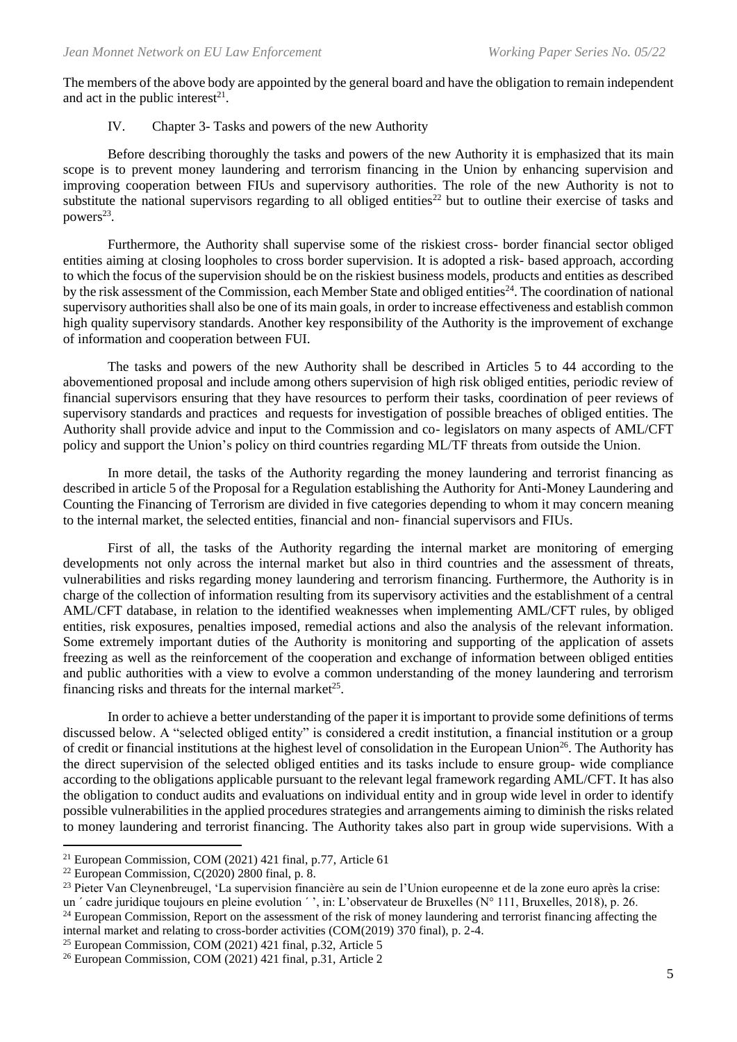The members of the above body are appointed by the general board and have the obligation to remain independent and act in the public interest[21].

## IV. Chapter 3- Tasks and powers of the new Authority

Before describing thoroughly the tasks and powers of the new Authority it is emphasized that its main scope is to prevent money laundering and terrorism financing in the Union by enhancing supervision and improving cooperation between FIUs and supervisory authorities. The role of the new Authority is not to substitute the national supervisors regarding to all obliged entities[22] but to outline their exercise of tasks and powers[23].

Furthermore, the Authority shall supervise some of the riskiest cross- border financial sector obliged entities aiming at closing loopholes to cross border supervision. It is adopted a risk- based approach, according to which the focus of the supervision should be on the riskiest business models, products and entities as described by the risk assessment of the Commission, each Member State and obliged entities[24]. The coordination of national supervisory authorities shall also be one of its main goals, in order to increase effectiveness and establish common high quality supervisory standards. Another key responsibility of the Authority is the improvement of exchange of information and cooperation between FUI.

The tasks and powers of the new Authority shall be described in Articles 5 to 44 according to the abovementioned proposal and include among others supervision of high risk obliged entities, periodic review of financial supervisors ensuring that they have resources to perform their tasks, coordination of peer reviews of supervisory standards and practices and requests for investigation of possible breaches of obliged entities. The Authority shall provide advice and input to the Commission and co- legislators on many aspects of AML/CFT policy and support the Union's policy on third countries regarding ML/TF threats from outside the Union.

In more detail, the tasks of the Authority regarding the money laundering and terrorist financing as described in article 5 of the Proposal for a Regulation establishing the Authority for Anti-Money Laundering and Counting the Financing of Terrorism are divided in five categories depending to whom it may concern meaning to the internal market, the selected entities, financial and non- financial supervisors and FIUs.

First of all, the tasks of the Authority regarding the internal market are monitoring of emerging developments not only across the internal market but also in third countries and the assessment of threats, vulnerabilities and risks regarding money laundering and terrorism financing. Furthermore, the Authority is in charge of the collection of information resulting from its supervisory activities and the establishment of a central AML/CFT database, in relation to the identified weaknesses when implementing AML/CFT rules, by obliged entities, risk exposures, penalties imposed, remedial actions and also the analysis of the relevant information. Some extremely important duties of the Authority is monitoring and supporting of the application of assets freezing as well as the reinforcement of the cooperation and exchange of information between obliged entities and public authorities with a view to evolve a common understanding of the money laundering and terrorism financing risks and threats for the internal market[25].

In order to achieve a better understanding of the paper it is important to provide some definitions of terms discussed below. A "selected obliged entity" is considered a credit institution, a financial institution or a group of credit or financial institutions at the highest level of consolidation in the European Union[26]. The Authority has the direct supervision of the selected obliged entities and its tasks include to ensure group- wide compliance according to the obligations applicable pursuant to the relevant legal framework regarding AML/CFT. It has also the obligation to conduct audits and evaluations on individual entity and in group wide level in order to identify possible vulnerabilities in the applied procedures strategies and arrangements aiming to diminish the risks related to money laundering and terrorist financing. The Authority takes also part in group wide supervisions. With a

---

[21] European Commission, COM (2021) 421 final, p.77, Article 61

[22] European Commission, C(2020) 2800 final, p. 8.

[23] Pieter Van Cleynenbreugel, 'La supervision financière au sein de l'Union europeenne et de la zone euro après la crise: un ´ cadre juridique toujours en pleine evolution ´ ', in: L'observateur de Bruxelles (N° 111, Bruxelles, 2018), p. 26.

[24] European Commission, Report on the assessment of the risk of money laundering and terrorist financing affecting the internal market and relating to cross-border activities (COM(2019) 370 final), p. 2-4.

[25] European Commission, COM (2021) 421 final, p.32, Article 5

[26] European Commission, COM (2021) 421 final, p.31, Article 2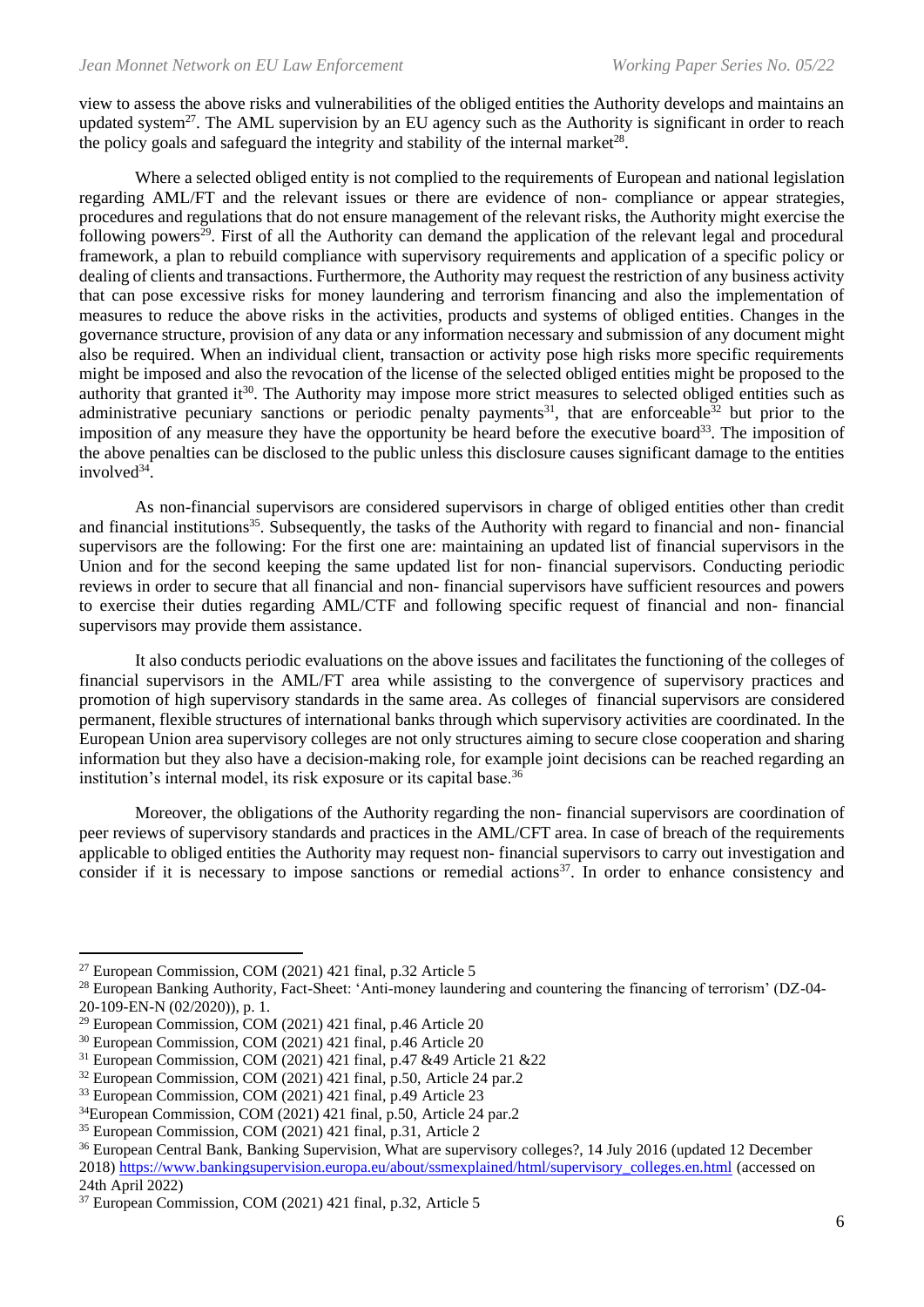view to assess the above risks and vulnerabilities of the obliged entities the Authority develops and maintains an updated system[27]. The AML supervision by an EU agency such as the Authority is significant in order to reach the policy goals and safeguard the integrity and stability of the internal market[28].

Where a selected obliged entity is not complied to the requirements of European and national legislation regarding AML/FT and the relevant issues or there are evidence of non- compliance or appear strategies, procedures and regulations that do not ensure management of the relevant risks, the Authority might exercise the following powers[29]. First of all the Authority can demand the application of the relevant legal and procedural framework, a plan to rebuild compliance with supervisory requirements and application of a specific policy or dealing of clients and transactions. Furthermore, the Authority may request the restriction of any business activity that can pose excessive risks for money laundering and terrorism financing and also the implementation of measures to reduce the above risks in the activities, products and systems of obliged entities. Changes in the governance structure, provision of any data or any information necessary and submission of any document might also be required. When an individual client, transaction or activity pose high risks more specific requirements might be imposed and also the revocation of the license of the selected obliged entities might be proposed to the authority that granted it[30]. The Authority may impose more strict measures to selected obliged entities such as administrative pecuniary sanctions or periodic penalty payments[31], that are enforceable[32] but prior to the imposition of any measure they have the opportunity be heard before the executive board[33]. The imposition of the above penalties can be disclosed to the public unless this disclosure causes significant damage to the entities involved[34].

As non-financial supervisors are considered supervisors in charge of obliged entities other than credit and financial institutions[35]. Subsequently, the tasks of the Authority with regard to financial and non- financial supervisors are the following: For the first one are: maintaining an updated list of financial supervisors in the Union and for the second keeping the same updated list for non- financial supervisors. Conducting periodic reviews in order to secure that all financial and non- financial supervisors have sufficient resources and powers to exercise their duties regarding AML/CTF and following specific request of financial and non- financial supervisors may provide them assistance.

It also conducts periodic evaluations on the above issues and facilitates the functioning of the colleges of financial supervisors in the AML/FT area while assisting to the convergence of supervisory practices and promotion of high supervisory standards in the same area. As colleges of financial supervisors are considered permanent, flexible structures of international banks through which supervisory activities are coordinated. In the European Union area supervisory colleges are not only structures aiming to secure close cooperation and sharing information but they also have a decision-making role, for example joint decisions can be reached regarding an institution's internal model, its risk exposure or its capital base.[36]

Moreover, the obligations of the Authority regarding the non- financial supervisors are coordination of peer reviews of supervisory standards and practices in the AML/CFT area. In case of breach of the requirements applicable to obliged entities the Authority may request non- financial supervisors to carry out investigation and consider if it is necessary to impose sanctions or remedial actions[37]. In order to enhance consistency and

---

[27] European Commission, COM (2021) 421 final, p.32 Article 5

[28] European Banking Authority, Fact-Sheet: 'Anti-money laundering and countering the financing of terrorism' (DZ-04-20-109-EN-N (02/2020)), p. 1.

[29] European Commission, COM (2021) 421 final, p.46 Article 20

[30] European Commission, COM (2021) 421 final, p.46 Article 20

[31] European Commission, COM (2021) 421 final, p.47 &49 Article 21 &22

[32] European Commission, COM (2021) 421 final, p.50, Article 24 par.2

[33] European Commission, COM (2021) 421 final, p.49 Article 23

[34] European Commission, COM (2021) 421 final, p.50, Article 24 par.2

[35] European Commission, COM (2021) 421 final, p.31, Article 2

[36] European Central Bank, Banking Supervision, What are supervisory colleges?, 14 July 2016 (updated 12 December 2018) https://www.bankingsupervision.europa.eu/about/ssmexplained/html/supervisory_colleges.en.html (accessed on 24th April 2022)

[37] European Commission, COM (2021) 421 final, p.32, Article 5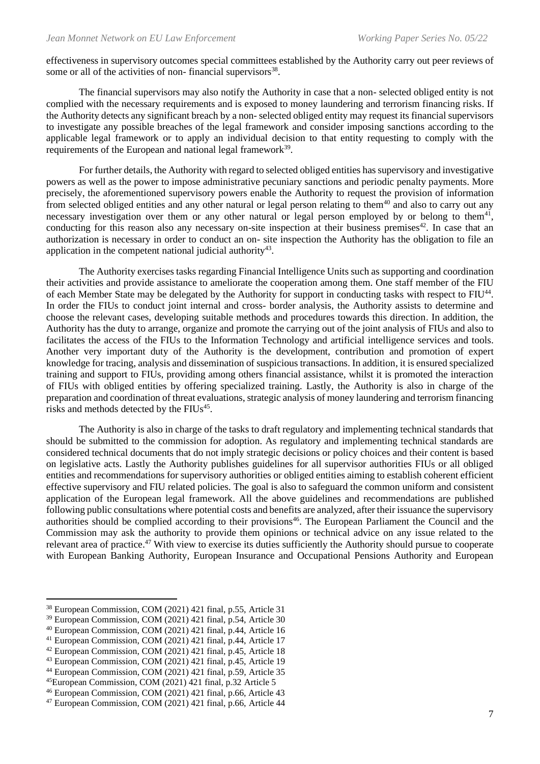effectiveness in supervisory outcomes special committees established by the Authority carry out peer reviews of some or all of the activities of non- financial supervisors[38].

The financial supervisors may also notify the Authority in case that a non- selected obliged entity is not complied with the necessary requirements and is exposed to money laundering and terrorism financing risks. If the Authority detects any significant breach by a non- selected obliged entity may request its financial supervisors to investigate any possible breaches of the legal framework and consider imposing sanctions according to the applicable legal framework or to apply an individual decision to that entity requesting to comply with the requirements of the European and national legal framework[39].

For further details, the Authority with regard to selected obliged entities has supervisory and investigative powers as well as the power to impose administrative pecuniary sanctions and periodic penalty payments. More precisely, the aforementioned supervisory powers enable the Authority to request the provision of information from selected obliged entities and any other natural or legal person relating to them[40] and also to carry out any necessary investigation over them or any other natural or legal person employed by or belong to them[41], conducting for this reason also any necessary on-site inspection at their business premises[42]. In case that an authorization is necessary in order to conduct an on- site inspection the Authority has the obligation to file an application in the competent national judicial authority[43].

The Authority exercises tasks regarding Financial Intelligence Units such as supporting and coordination their activities and provide assistance to ameliorate the cooperation among them. One staff member of the FIU of each Member State may be delegated by the Authority for support in conducting tasks with respect to FIU[44]. In order the FIUs to conduct joint internal and cross- border analysis, the Authority assists to determine and choose the relevant cases, developing suitable methods and procedures towards this direction. In addition, the Authority has the duty to arrange, organize and promote the carrying out of the joint analysis of FIUs and also to facilitates the access of the FIUs to the Information Technology and artificial intelligence services and tools. Another very important duty of the Authority is the development, contribution and promotion of expert knowledge for tracing, analysis and dissemination of suspicious transactions. In addition, it is ensured specialized training and support to FIUs, providing among others financial assistance, whilst it is promoted the interaction of FIUs with obliged entities by offering specialized training. Lastly, the Authority is also in charge of the preparation and coordination of threat evaluations, strategic analysis of money laundering and terrorism financing risks and methods detected by the FIUs[45].

The Authority is also in charge of the tasks to draft regulatory and implementing technical standards that should be submitted to the commission for adoption. As regulatory and implementing technical standards are considered technical documents that do not imply strategic decisions or policy choices and their content is based on legislative acts. Lastly the Authority publishes guidelines for all supervisor authorities FIUs or all obliged entities and recommendations for supervisory authorities or obliged entities aiming to establish coherent efficient effective supervisory and FIU related policies. The goal is also to safeguard the common uniform and consistent application of the European legal framework. All the above guidelines and recommendations are published following public consultations where potential costs and benefits are analyzed, after their issuance the supervisory authorities should be complied according to their provisions[46]. The European Parliament the Council and the Commission may ask the authority to provide them opinions or technical advice on any issue related to the relevant area of practice.[47] With view to exercise its duties sufficiently the Authority should pursue to cooperate with European Banking Authority, European Insurance and Occupational Pensions Authority and European

---

[38] European Commission, COM (2021) 421 final, p.55, Article 31

[39] European Commission, COM (2021) 421 final, p.54, Article 30

[40] European Commission, COM (2021) 421 final, p.44, Article 16

[41] European Commission, COM (2021) 421 final, p.44, Article 17

[42] European Commission, COM (2021) 421 final, p.45, Article 18

[43] European Commission, COM (2021) 421 final, p.45, Article 19

[44] European Commission, COM (2021) 421 final, p.59, Article 35

[45] European Commission, COM (2021) 421 final, p.32 Article 5

[46] European Commission, COM (2021) 421 final, p.66, Article 43

[47] European Commission, COM (2021) 421 final, p.66, Article 44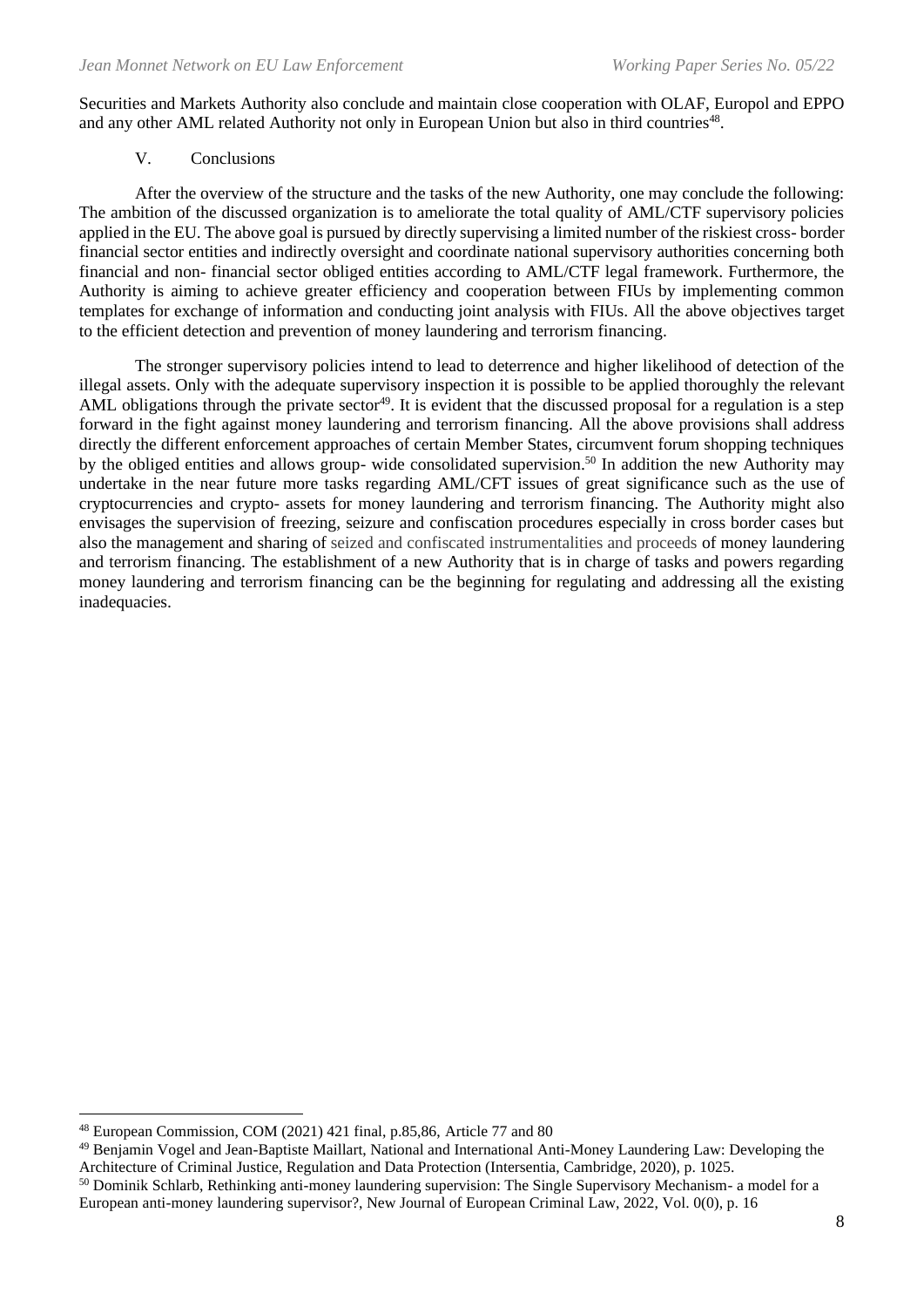Securities and Markets Authority also conclude and maintain close cooperation with OLAF, Europol and EPPO and any other AML related Authority not only in European Union but also in third countries[48].

## V. Conclusions

After the overview of the structure and the tasks of the new Authority, one may conclude the following: The ambition of the discussed organization is to ameliorate the total quality of AML/CTF supervisory policies applied in the EU. The above goal is pursued by directly supervising a limited number of the riskiest cross- border financial sector entities and indirectly oversight and coordinate national supervisory authorities concerning both financial and non- financial sector obliged entities according to AML/CTF legal framework. Furthermore, the Authority is aiming to achieve greater efficiency and cooperation between FIUs by implementing common templates for exchange of information and conducting joint analysis with FIUs. All the above objectives target to the efficient detection and prevention of money laundering and terrorism financing.

The stronger supervisory policies intend to lead to deterrence and higher likelihood of detection of the illegal assets. Only with the adequate supervisory inspection it is possible to be applied thoroughly the relevant AML obligations through the private sector[49]. It is evident that the discussed proposal for a regulation is a step forward in the fight against money laundering and terrorism financing. All the above provisions shall address directly the different enforcement approaches of certain Member States, circumvent forum shopping techniques by the obliged entities and allows group- wide consolidated supervision.[50] In addition the new Authority may undertake in the near future more tasks regarding AML/CFT issues of great significance such as the use of cryptocurrencies and crypto- assets for money laundering and terrorism financing. The Authority might also envisages the supervision of freezing, seizure and confiscation procedures especially in cross border cases but also the management and sharing of seized and confiscated instrumentalities and proceeds of money laundering and terrorism financing. The establishment of a new Authority that is in charge of tasks and powers regarding money laundering and terrorism financing can be the beginning for regulating and addressing all the existing inadequacies.

---

[48] European Commission, COM (2021) 421 final, p.85,86, Article 77 and 80

[49] Benjamin Vogel and Jean-Baptiste Maillart, National and International Anti-Money Laundering Law: Developing the Architecture of Criminal Justice, Regulation and Data Protection (Intersentia, Cambridge, 2020), p. 1025.

[50] Dominik Schlarb, Rethinking anti-money laundering supervision: The Single Supervisory Mechanism- a model for a European anti-money laundering supervisor?, New Journal of European Criminal Law, 2022, Vol. 0(0), p. 16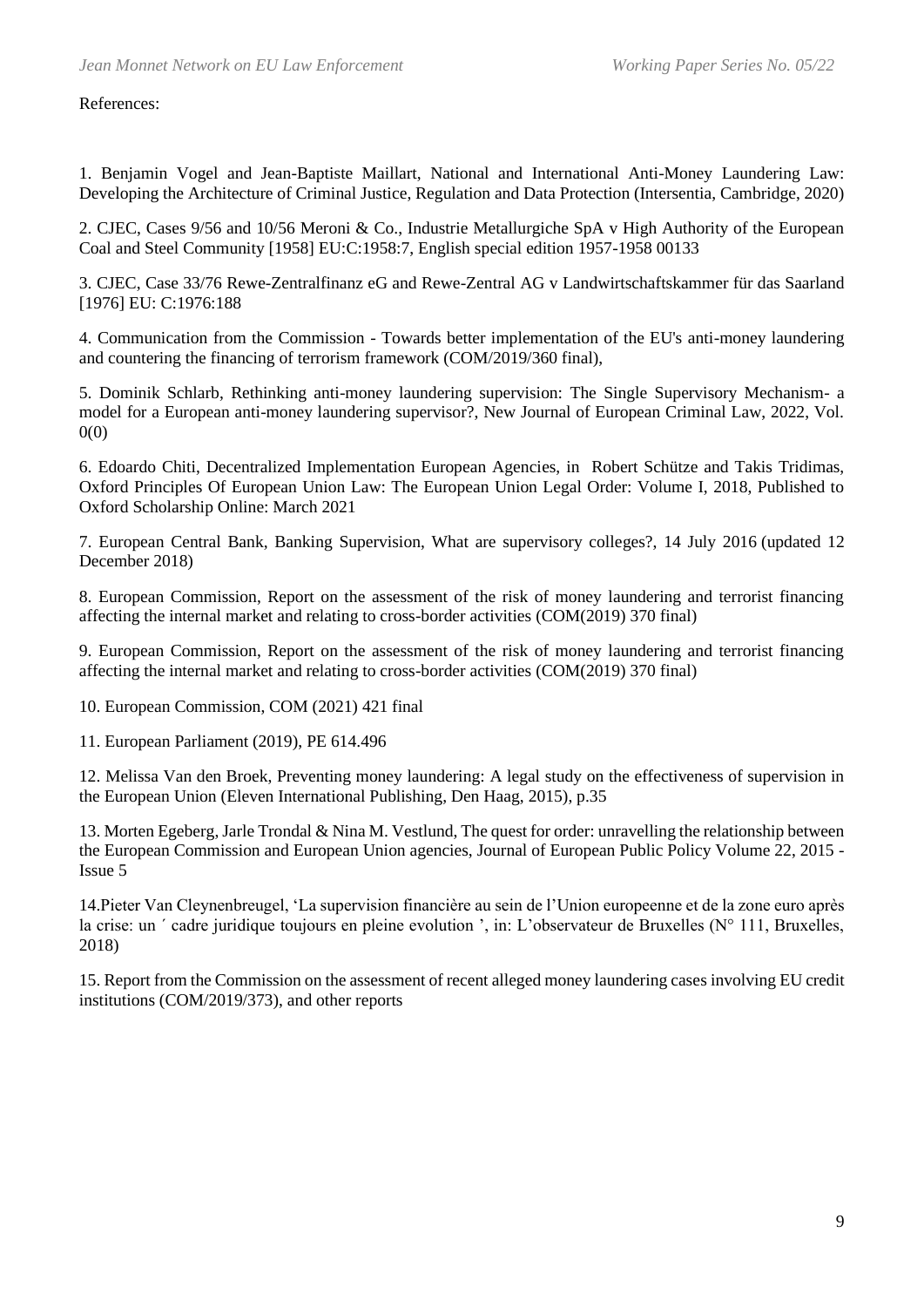References:

1. Benjamin Vogel and Jean-Baptiste Maillart, National and International Anti-Money Laundering Law: Developing the Architecture of Criminal Justice, Regulation and Data Protection (Intersentia, Cambridge, 2020)

2. CJEC, Cases 9/56 and 10/56 Meroni & Co., Industrie Metallurgiche SpA v High Authority of the European Coal and Steel Community [1958] EU:C:1958:7, English special edition 1957-1958 00133

3. CJEC, Case 33/76 Rewe-Zentralfinanz eG and Rewe-Zentral AG v Landwirtschaftskammer für das Saarland [1976] EU: C:1976:188

4. Communication from the Commission - Towards better implementation of the EU's anti-money laundering and countering the financing of terrorism framework (COM/2019/360 final),

5. Dominik Schlarb, Rethinking anti-money laundering supervision: The Single Supervisory Mechanism- a model for a European anti-money laundering supervisor?, New Journal of European Criminal Law, 2022, Vol. 0(0)

6. Edoardo Chiti, Decentralized Implementation European Agencies, in Robert Schütze and Takis Tridimas, Oxford Principles Of European Union Law: The European Union Legal Order: Volume I, 2018, Published to Oxford Scholarship Online: March 2021

7. European Central Bank, Banking Supervision, What are supervisory colleges?, 14 July 2016 (updated 12 December 2018)

8. European Commission, Report on the assessment of the risk of money laundering and terrorist financing affecting the internal market and relating to cross-border activities (COM(2019) 370 final)

9. European Commission, Report on the assessment of the risk of money laundering and terrorist financing affecting the internal market and relating to cross-border activities (COM(2019) 370 final)

10. European Commission, COM (2021) 421 final

11. European Parliament (2019), PE 614.496

12. Melissa Van den Broek, Preventing money laundering: A legal study on the effectiveness of supervision in the European Union (Eleven International Publishing, Den Haag, 2015), p.35

13. Morten Egeberg, Jarle Trondal & Nina M. Vestlund, The quest for order: unravelling the relationship between the European Commission and European Union agencies, Journal of European Public Policy Volume 22, 2015 - Issue 5

14.Pieter Van Cleynenbreugel, 'La supervision financière au sein de l'Union europeenne et de la zone euro après la crise: un ´ cadre juridique toujours en pleine evolution ', in: L'observateur de Bruxelles (N° 111, Bruxelles, 2018)

15. Report from the Commission on the assessment of recent alleged money laundering cases involving EU credit institutions (COM/2019/373), and other reports